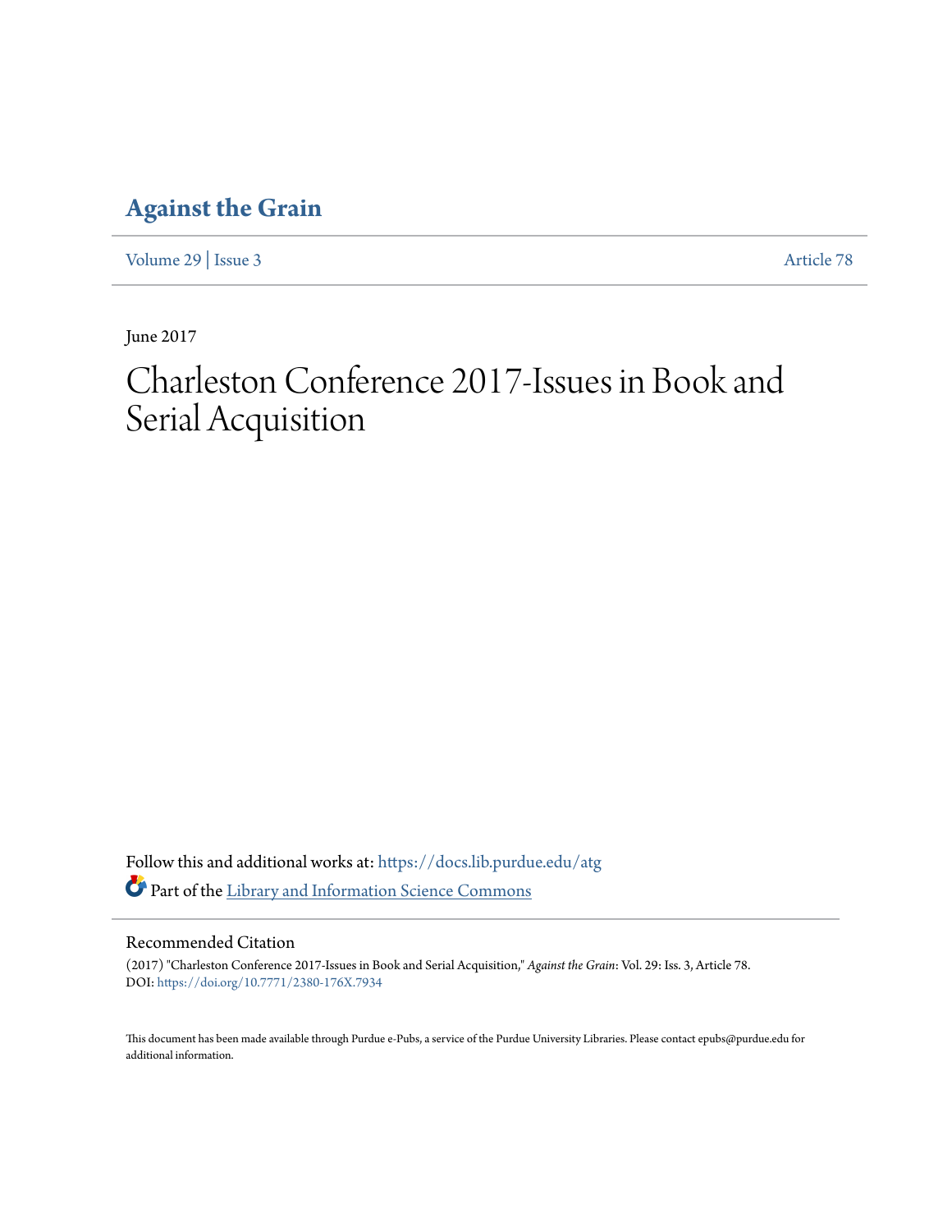# Against the Grain

Volume 29 | Issue 3 Article 78

June 2017

# Charleston Conference 2017-Issues in Book and Serial Acquisition

Follow this and additional works at: https://docs.lib.purdue.edu/atg

Part of the Library and Information Science Commons

## Recommended Citation

(2017) "Charleston Conference 2017-Issues in Book and Serial Acquisition," *Against the Grain*: Vol. 29: Iss. 3, Article 78.
DOI: https://doi.org/10.7771/2380-176X.7934

This document has been made available through Purdue e-Pubs, a service of the Purdue University Libraries. Please contact epubs@purdue.edu for additional information.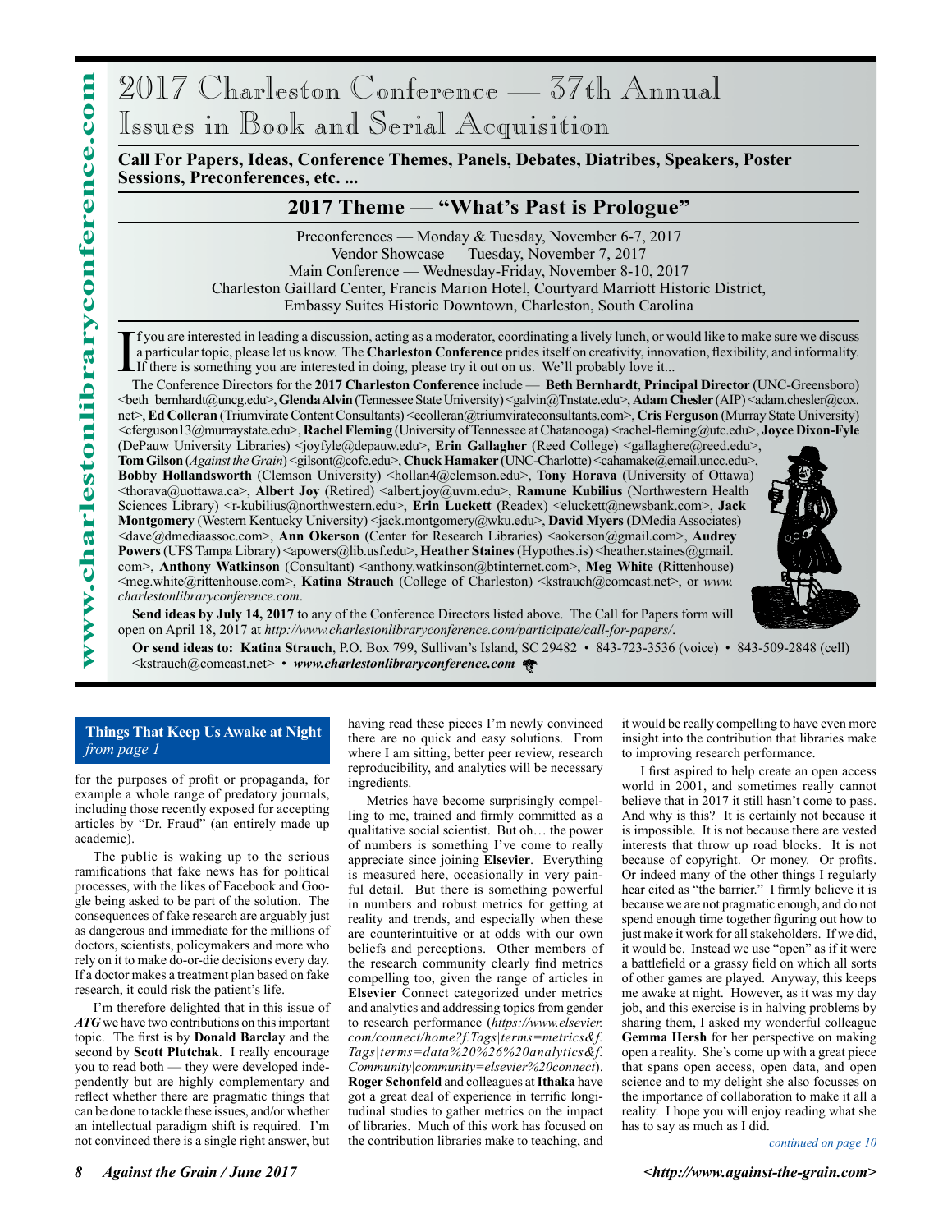# 2017 Charleston Conference — 37th Annual Issues in Book and Serial Acquisition

**Call For Papers, Ideas, Conference Themes, Panels, Debates, Diatribes, Speakers, Poster Sessions, Preconferences, etc. ...**

## 2017 Theme — "What's Past is Prologue"

Preconferences — Monday & Tuesday, November 6-7, 2017
Vendor Showcase — Tuesday, November 7, 2017
Main Conference — Wednesday-Friday, November 8-10, 2017
Charleston Gaillard Center, Francis Marion Hotel, Courtyard Marriott Historic District, Embassy Suites Historic Downtown, Charleston, South Carolina

If you are interested in leading a discussion, acting as a moderator, coordinating a lively lunch, or would like to make sure we discuss a particular topic, please let us know. The **Charleston Conference** prides itself on creativity, innovation, flexibility, and informality. If there is something you are interested in doing, please try it out on us. We'll probably love it...

The Conference Directors for the **2017 Charleston Conference** include — **Beth Bernhardt**, **Principal Director** (UNC-Greensboro) <beth_bernhardt@uncg.edu>, **Glenda Alvin** (Tennessee State University) <galvin@Tnstate.edu>, **Adam Chesler** (AIP) <adam.chesler@cox.net>, **Ed Colleran** (Triumvirate Content Consultants) <ecolleran@triumvirateconsultants.com>, **Cris Ferguson** (Murray State University) <cferguson13@murraystate.edu>, **Rachel Fleming** (University of Tennessee at Chatanooga) <rachel-fleming@utc.edu>, **Joyce Dixon-Fyle** (DePauw University Libraries) <joyfyle@depauw.edu>, **Erin Gallagher** (Reed College) <gallaghere@reed.edu>, **Tom Gilson** (*Against the Grain*) <gilsont@cofc.edu>, **Chuck Hamaker** (UNC-Charlotte) <cahamake@email.uncc.edu>, **Bobby Hollandsworth** (Clemson University) <hollan4@clemson.edu>, **Tony Horava** (University of Ottawa) <thorava@uottawa.ca>, **Albert Joy** (Retired) <albert.joy@uvm.edu>, **Ramune Kubilius** (Northwestern Health Sciences Library) <r-kubilius@northwestern.edu>, **Erin Luckett** (Readex) <eluckett@newsbank.com>, **Jack Montgomery** (Western Kentucky University) <jack.montgomery@wku.edu>, **David Myers** (DMedia Associates) <dave@dmediaassoc.com>, **Ann Okerson** (Center for Research Libraries) <aokerson@gmail.com>, **Audrey Powers** (UFS Tampa Library) <apowers@lib.usf.edu>, **Heather Staines** (Hypothes.is) <heather.staines@gmail.com>, **Anthony Watkinson** (Consultant) <anthony.watkinson@btinternet.com>, **Meg White** (Rittenhouse) <meg.white@rittenhouse.com>, **Katina Strauch** (College of Charleston) <kstrauch@comcast.net>, or *www.charlestonlibraryconference.com*.

**Send ideas by July 14, 2017** to any of the Conference Directors listed above. The Call for Papers form will open on April 18, 2017 at *http://www.charlestonlibraryconference.com/participate/call-for-papers/*.

**Or send ideas to: Katina Strauch**, P.O. Box 799, Sullivan's Island, SC 29482 • 843-723-3536 (voice) • 843-509-2848 (cell) <kstrauch@comcast.net> • ***www.charlestonlibraryconference.com***

---

**Things That Keep Us Awake at Night**
*from page 1*

for the purposes of profit or propaganda, for example a whole range of predatory journals, including those recently exposed for accepting articles by "Dr. Fraud" (an entirely made up academic).

The public is waking up to the serious ramifications that fake news has for political processes, with the likes of Facebook and Google being asked to be part of the solution. The consequences of fake research are arguably just as dangerous and immediate for the millions of doctors, scientists, policymakers and more who rely on it to make do-or-die decisions every day. If a doctor makes a treatment plan based on fake research, it could risk the patient's life.

I'm therefore delighted that in this issue of ***ATG*** we have two contributions on this important topic. The first is by **Donald Barclay** and the second by **Scott Plutchak**. I really encourage you to read both — they were developed independently but are highly complementary and reflect whether there are pragmatic things that can be done to tackle these issues, and/or whether an intellectual paradigm shift is required. I'm not convinced there is a single right answer, but having read these pieces I'm newly convinced there are no quick and easy solutions. From where I am sitting, better peer review, research reproducibility, and analytics will be necessary ingredients.

Metrics have become surprisingly compelling to me, trained and firmly committed as a qualitative social scientist. But oh… the power of numbers is something I've come to really appreciate since joining **Elsevier**. Everything is measured here, occasionally in very painful detail. But there is something powerful in numbers and robust metrics for getting at reality and trends, and especially when these are counterintuitive or at odds with our own beliefs and perceptions. Other members of the research community clearly find metrics compelling too, given the range of articles in **Elsevier** Connect categorized under metrics and analytics and addressing topics from gender to research performance (*https://www.elsevier.com/connect/home?f.Tags|terms=metrics&f.Tags|terms=data%20%26%20analytics&f.Community|community=elsevier%20connect*). **Roger Schonfeld** and colleagues at **Ithaka** have got a great deal of experience in terrific longitudinal studies to gather metrics on the impact of libraries. Much of this work has focused on the contribution libraries make to teaching, and it would be really compelling to have even more insight into the contribution that libraries make to improving research performance.

I first aspired to help create an open access world in 2001, and sometimes really cannot believe that in 2017 it still hasn't come to pass. And why is this? It is certainly not because it is impossible. It is not because there are vested interests that throw up road blocks. It is not because of copyright. Or money. Or profits. Or indeed many of the other things I regularly hear cited as "the barrier." I firmly believe it is because we are not pragmatic enough, and do not spend enough time together figuring out how to just make it work for all stakeholders. If we did, it would be. Instead we use "open" as if it were a battlefield or a grassy field on which all sorts of other games are played. Anyway, this keeps me awake at night. However, as it was my day job, and this exercise is in halving problems by sharing them, I asked my wonderful colleague **Gemma Hersh** for her perspective on making open a reality. She's come up with a great piece that spans open access, open data, and open science and to my delight she also focusses on the importance of collaboration to make it all a reality. I hope you will enjoy reading what she has to say as much as I did.

*continued on page 10*